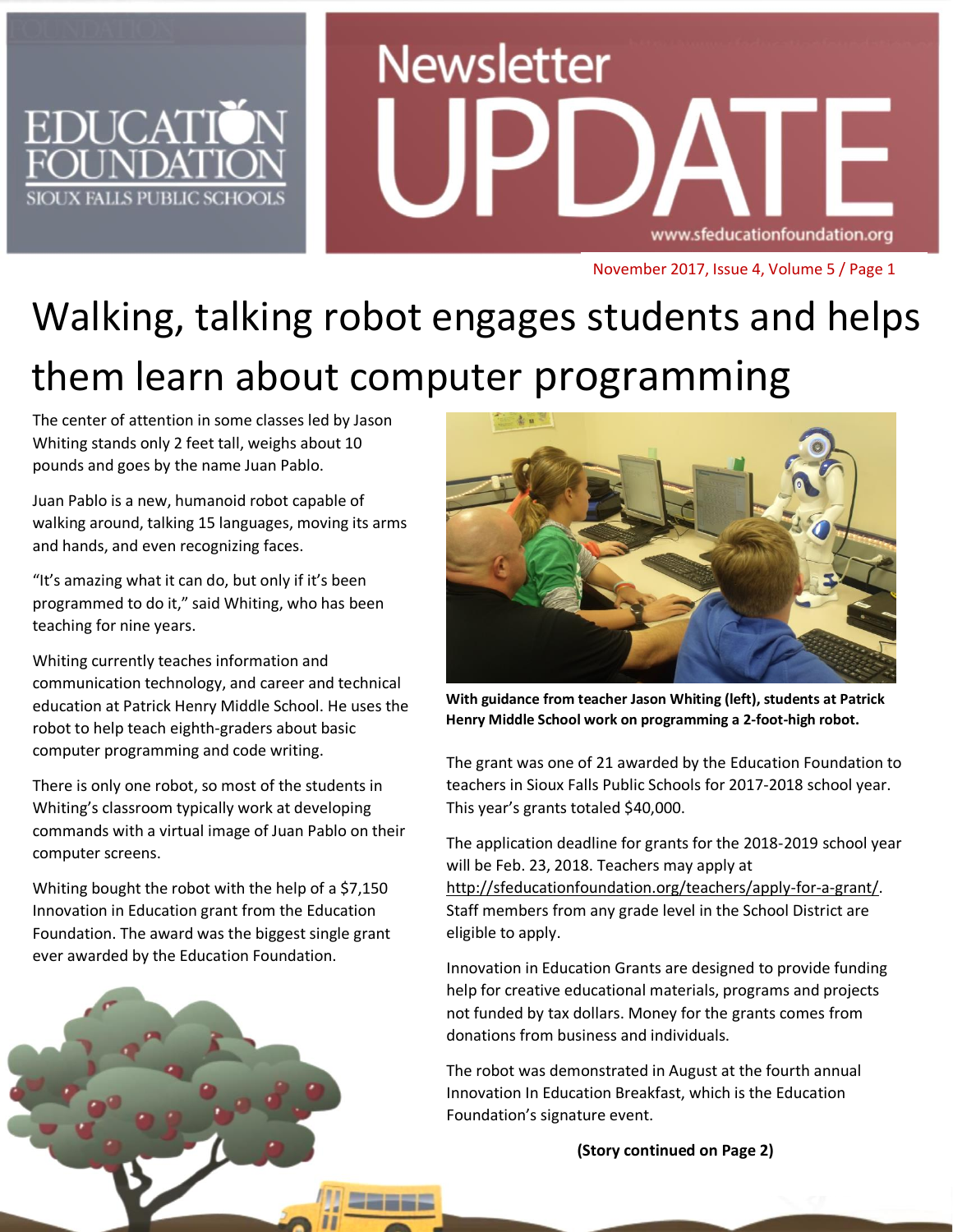# Walking, talking robot engages students and helps them learn about computer programming

The center of attention in some classes led by Jason Whiting stands only 2 feet tall, weighs about 10 pounds and goes by the name Juan Pablo.

Juan Pablo is a new, humanoid robot capable of walking around, talking 15 languages, moving its arms and hands, and even recognizing faces.

"It's amazing what it can do, but only if it's been programmed to do it," said Whiting, who has been teaching for nine years.

Whiting currently teaches information and communication technology, and career and technical education at Patrick Henry Middle School. He uses the robot to help teach eighth-graders about basic computer programming and code writing.

There is only one robot, so most of the students in Whiting's classroom typically work at developing commands with a virtual image of Juan Pablo on their computer screens.

Whiting bought the robot with the help of a $7,150 Innovation in Education grant from the Education Foundation. The award was the biggest single grant ever awarded by the Education Foundation.

**With guidance from teacher Jason Whiting (left), students at Patrick Henry Middle School work on programming a 2-foot-high robot.**

The grant was one of 21 awarded by the Education Foundation to teachers in Sioux Falls Public Schools for 2017-2018 school year. This year's grants totaled $40,000.

The application deadline for grants for the 2018-2019 school year will be Feb. 23, 2018. Teachers may apply at http://sfeducationfoundation.org/teachers/apply-for-a-grant/. Staff members from any grade level in the School District are eligible to apply.

Innovation in Education Grants are designed to provide funding help for creative educational materials, programs and projects not funded by tax dollars. Money for the grants comes from donations from business and individuals.

The robot was demonstrated in August at the fourth annual Innovation In Education Breakfast, which is the Education Foundation's signature event.

**(Story continued on Page 2)**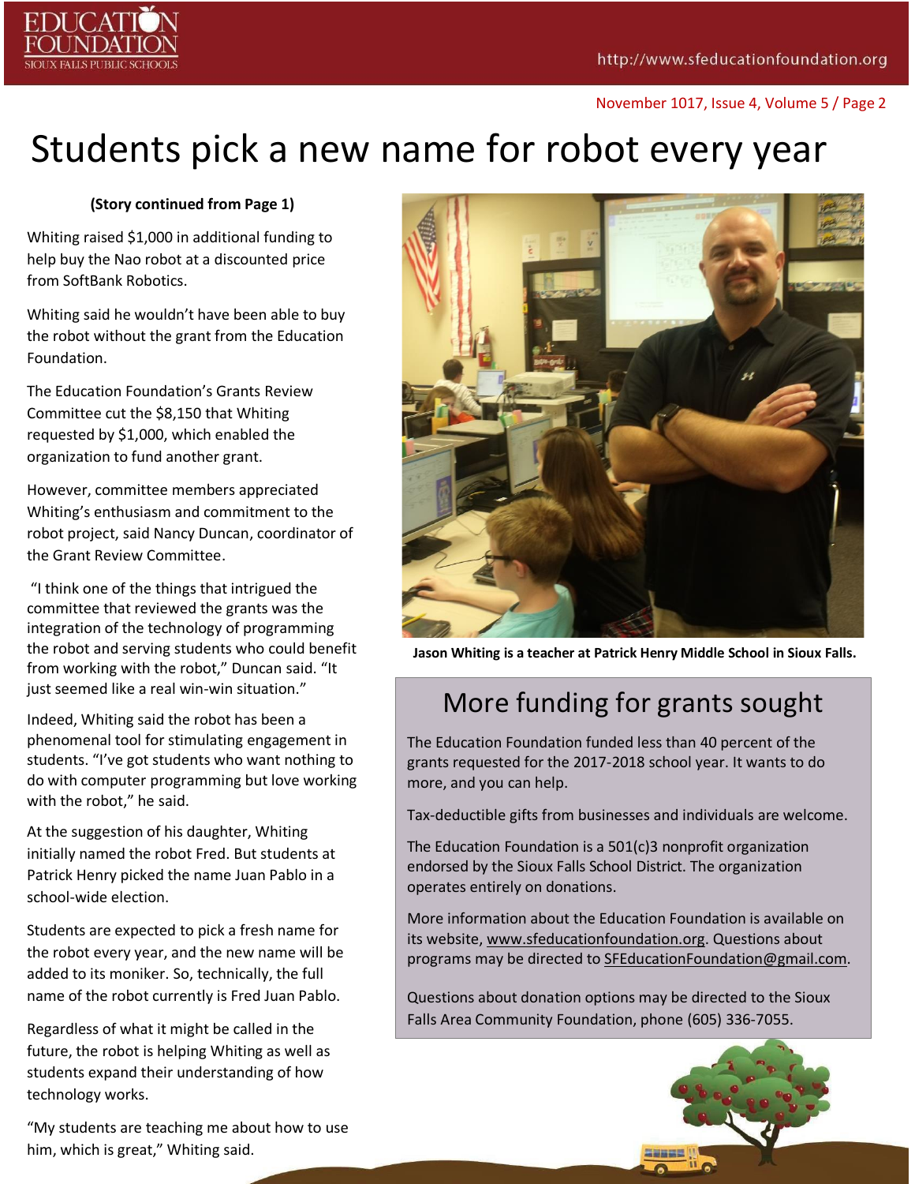# Students pick a new name for robot every year

**(Story continued from Page 1)**

Whiting raised $1,000 in additional funding to help buy the Nao robot at a discounted price from SoftBank Robotics.

Whiting said he wouldn't have been able to buy the robot without the grant from the Education Foundation.

The Education Foundation's Grants Review Committee cut the $8,150 that Whiting requested by $1,000, which enabled the organization to fund another grant.

However, committee members appreciated Whiting's enthusiasm and commitment to the robot project, said Nancy Duncan, coordinator of the Grant Review Committee.

"I think one of the things that intrigued the committee that reviewed the grants was the integration of the technology of programming the robot and serving students who could benefit from working with the robot," Duncan said. "It just seemed like a real win-win situation."

Indeed, Whiting said the robot has been a phenomenal tool for stimulating engagement in students. "I've got students who want nothing to do with computer programming but love working with the robot," he said.

At the suggestion of his daughter, Whiting initially named the robot Fred. But students at Patrick Henry picked the name Juan Pablo in a school-wide election.

Students are expected to pick a fresh name for the robot every year, and the new name will be added to its moniker. So, technically, the full name of the robot currently is Fred Juan Pablo.

Regardless of what it might be called in the future, the robot is helping Whiting as well as students expand their understanding of how technology works.

"My students are teaching me about how to use him, which is great," Whiting said.

**Jason Whiting is a teacher at Patrick Henry Middle School in Sioux Falls.**

## More funding for grants sought

The Education Foundation funded less than 40 percent of the grants requested for the 2017-2018 school year. It wants to do more, and you can help.

Tax-deductible gifts from businesses and individuals are welcome.

The Education Foundation is a 501(c)3 nonprofit organization endorsed by the Sioux Falls School District. The organization operates entirely on donations.

More information about the Education Foundation is available on its website, www.sfeducationfoundation.org. Questions about programs may be directed to SFEducationFoundation@gmail.com.

Questions about donation options may be directed to the Sioux Falls Area Community Foundation, phone (605) 336-7055.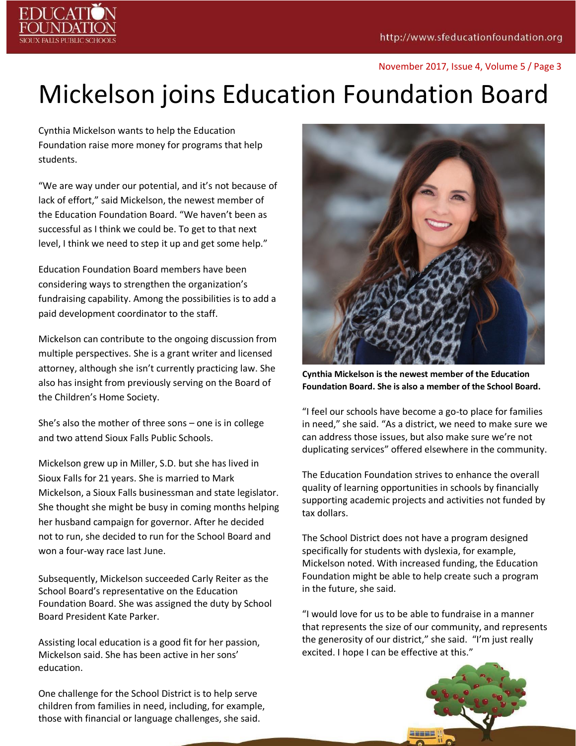# Mickelson joins Education Foundation Board

Cynthia Mickelson wants to help the Education Foundation raise more money for programs that help students.

"We are way under our potential, and it's not because of lack of effort," said Mickelson, the newest member of the Education Foundation Board. "We haven't been as successful as I think we could be. To get to that next level, I think we need to step it up and get some help."

Education Foundation Board members have been considering ways to strengthen the organization's fundraising capability. Among the possibilities is to add a paid development coordinator to the staff.

Mickelson can contribute to the ongoing discussion from multiple perspectives. She is a grant writer and licensed attorney, although she isn't currently practicing law. She also has insight from previously serving on the Board of the Children's Home Society.

She's also the mother of three sons – one is in college and two attend Sioux Falls Public Schools.

Mickelson grew up in Miller, S.D. but she has lived in Sioux Falls for 21 years. She is married to Mark Mickelson, a Sioux Falls businessman and state legislator. She thought she might be busy in coming months helping her husband campaign for governor. After he decided not to run, she decided to run for the School Board and won a four-way race last June.

Subsequently, Mickelson succeeded Carly Reiter as the School Board's representative on the Education Foundation Board. She was assigned the duty by School Board President Kate Parker.

Assisting local education is a good fit for her passion, Mickelson said. She has been active in her sons' education.

One challenge for the School District is to help serve children from families in need, including, for example, those with financial or language challenges, she said.

**Cynthia Mickelson is the newest member of the Education Foundation Board. She is also a member of the School Board.**

"I feel our schools have become a go-to place for families in need," she said. "As a district, we need to make sure we can address those issues, but also make sure we're not duplicating services" offered elsewhere in the community.

The Education Foundation strives to enhance the overall quality of learning opportunities in schools by financially supporting academic projects and activities not funded by tax dollars.

The School District does not have a program designed specifically for students with dyslexia, for example, Mickelson noted. With increased funding, the Education Foundation might be able to help create such a program in the future, she said.

"I would love for us to be able to fundraise in a manner that represents the size of our community, and represents the generosity of our district," she said. "I'm just really excited. I hope I can be effective at this."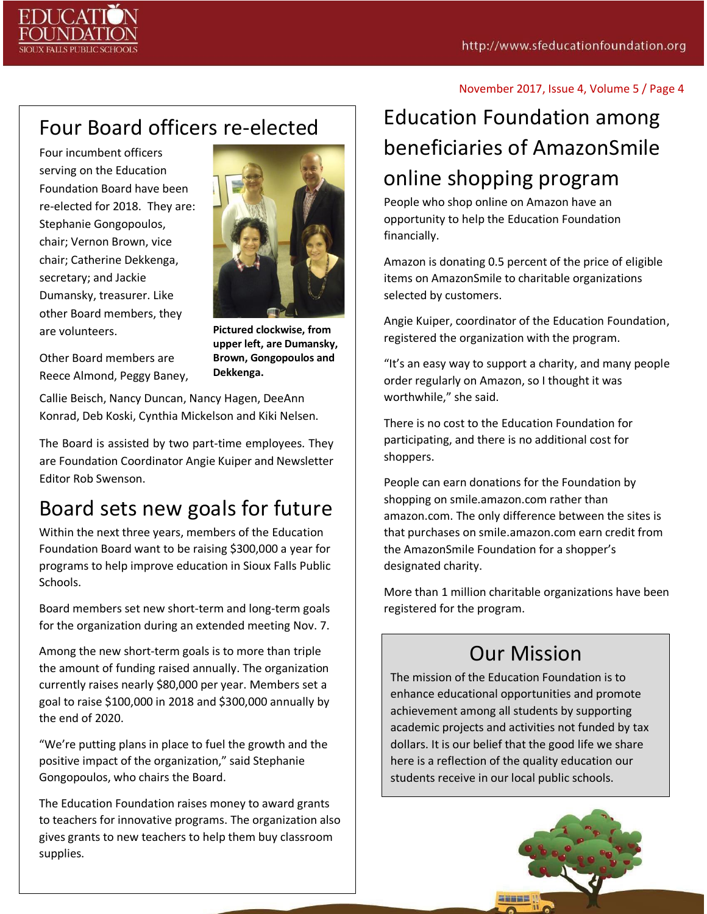## Four Board officers re-elected

Four incumbent officers serving on the Education Foundation Board have been re-elected for 2018. They are: Stephanie Gongopoulos, chair; Vernon Brown, vice chair; Catherine Dekkenga, secretary; and Jackie Dumansky, treasurer. Like other Board members, they are volunteers.

**Pictured clockwise, from upper left, are Dumansky, Brown, Gongopoulos and Dekkenga.**

Other Board members are Reece Almond, Peggy Baney, Callie Beisch, Nancy Duncan, Nancy Hagen, DeeAnn Konrad, Deb Koski, Cynthia Mickelson and Kiki Nelsen.

The Board is assisted by two part-time employees. They are Foundation Coordinator Angie Kuiper and Newsletter Editor Rob Swenson.

## Board sets new goals for future

Within the next three years, members of the Education Foundation Board want to be raising $300,000 a year for programs to help improve education in Sioux Falls Public Schools.

Board members set new short-term and long-term goals for the organization during an extended meeting Nov. 7.

Among the new short-term goals is to more than triple the amount of funding raised annually. The organization currently raises nearly $80,000 per year. Members set a goal to raise $100,000 in 2018 and $300,000 annually by the end of 2020.

"We're putting plans in place to fuel the growth and the positive impact of the organization," said Stephanie Gongopoulos, who chairs the Board.

The Education Foundation raises money to award grants to teachers for innovative programs. The organization also gives grants to new teachers to help them buy classroom supplies.

## Education Foundation among beneficiaries of AmazonSmile online shopping program

People who shop online on Amazon have an opportunity to help the Education Foundation financially.

Amazon is donating 0.5 percent of the price of eligible items on AmazonSmile to charitable organizations selected by customers.

Angie Kuiper, coordinator of the Education Foundation, registered the organization with the program.

"It's an easy way to support a charity, and many people order regularly on Amazon, so I thought it was worthwhile," she said.

There is no cost to the Education Foundation for participating, and there is no additional cost for shoppers.

People can earn donations for the Foundation by shopping on smile.amazon.com rather than amazon.com. The only difference between the sites is that purchases on smile.amazon.com earn credit from the AmazonSmile Foundation for a shopper's designated charity.

More than 1 million charitable organizations have been registered for the program.

## Our Mission

The mission of the Education Foundation is to enhance educational opportunities and promote achievement among all students by supporting academic projects and activities not funded by tax dollars. It is our belief that the good life we share here is a reflection of the quality education our students receive in our local public schools.